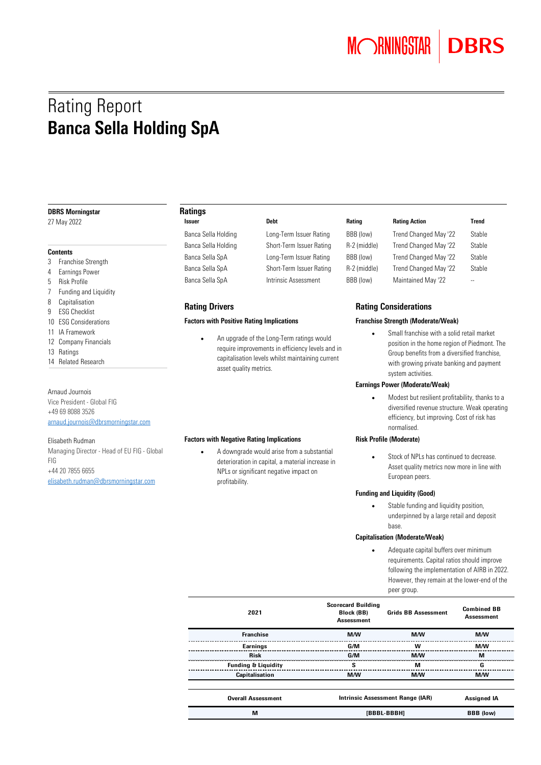# Rating Report
# Banca Sella Holding SpA

**DBRS Morningstar**

27 May 2022

**Contents**

3 Franchise Strength
4 Earnings Power
5 Risk Profile
7 Funding and Liquidity
8 Capitalisation
9 ESG Checklist
10 ESG Considerations
11 IA Framework
12 Company Financials
13 Ratings
14 Related Research

Arnaud Journois
Vice President - Global FIG
+49 69 8088 3526
arnaud.journois@dbrsmorningstar.com

Elisabeth Rudman
Managing Director - Head of EU FIG - Global FIG
+44 20 7855 6655
elisabeth.rudman@dbrsmorningstar.com

## Ratings

| Issuer | Debt | Rating | Rating Action | Trend |
|---|---|---|---|---|
| Banca Sella Holding | Long-Term Issuer Rating | BBB (low) | Trend Changed May '22 | Stable |
| Banca Sella Holding | Short-Term Issuer Rating | R-2 (middle) | Trend Changed May '22 | Stable |
| Banca Sella SpA | Long-Term Issuer Rating | BBB (low) | Trend Changed May '22 | Stable |
| Banca Sella SpA | Short-Term Issuer Rating | R-2 (middle) | Trend Changed May '22 | Stable |
| Banca Sella SpA | Intrinsic Assessment | BBB (low) | Maintained May '22 | -- |

## Rating Drivers

### Factors with Positive Rating Implications

- An upgrade of the Long-Term ratings would require improvements in efficiency levels and in capitalisation levels whilst maintaining current asset quality metrics.

### Factors with Negative Rating Implications

- A downgrade would arise from a substantial deterioration in capital, a material increase in NPLs or significant negative impact on profitability.

## Rating Considerations

### Franchise Strength (Moderate/Weak)

- Small franchise with a solid retail market position in the home region of Piedmont. The Group benefits from a diversified franchise, with growing private banking and payment system activities.

### Earnings Power (Moderate/Weak)

- Modest but resilient profitability, thanks to a diversified revenue structure. Weak operating efficiency, but improving. Cost of risk has normalised.

### Risk Profile (Moderate)

- Stock of NPLs has continued to decrease. Asset quality metrics now more in line with European peers.

### Funding and Liquidity (Good)

- Stable funding and liquidity position, underpinned by a large retail and deposit base.

### Capitalisation (Moderate/Weak)

- Adequate capital buffers over minimum requirements. Capital ratios should improve following the implementation of AIRB in 2022. However, they remain at the lower-end of the peer group.

| 2021 | Scorecard Building Block (BB) Assessment | Grids BB Assessment | Combined BB Assessment |
|---|---|---|---|
| Franchise | M/W | M/W | M/W |
| Earnings | G/M | W | M/W |
| Risk | G/M | M/W | M |
| Funding & Liquidity | S | M | G |
| Capitalisation | M/W | M/W | M/W |

| Overall Assessment | Intrinsic Assessment Range (IAR) | Assigned IA |
|---|---|---|
| M | [BBBL-BBBH] | BBB (low) |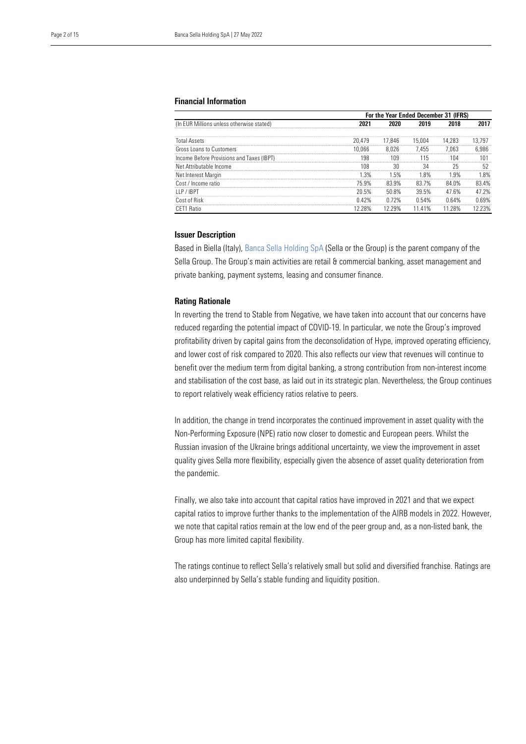## Financial Information

| (In EUR Millions unless otherwise stated) | For the Year Ended December 31 (IFRS) | | | | |
|---|---|---|---|---|---|
| | 2021 | 2020 | 2019 | 2018 | 2017 |
| Total Assets | 20,479 | 17,846 | 15,004 | 14,283 | 13,797 |
| Gross Loans to Customers | 10,066 | 8,026 | 7,455 | 7,063 | 6,986 |
| Income Before Provisions and Taxes (IBPT) | 198 | 109 | 115 | 104 | 101 |
| Net Attributable Income | 108 | 30 | 34 | 25 | 52 |
| Net Interest Margin | 1.3% | 1.5% | 1.8% | 1.9% | 1.8% |
| Cost / Income ratio | 75.9% | 83.9% | 83.7% | 84.0% | 83.4% |
| LLP / IBPT | 20.5% | 50.8% | 39.5% | 47.6% | 47.2% |
| Cost of Risk | 0.42% | 0.72% | 0.54% | 0.64% | 0.69% |
| CET1 Ratio | 12.28% | 12.29% | 11.41% | 11.28% | 12.23% |

## Issuer Description

Based in Biella (Italy), Banca Sella Holding SpA (Sella or the Group) is the parent company of the Sella Group. The Group's main activities are retail & commercial banking, asset management and private banking, payment systems, leasing and consumer finance.

## Rating Rationale

In reverting the trend to Stable from Negative, we have taken into account that our concerns have reduced regarding the potential impact of COVID-19. In particular, we note the Group's improved profitability driven by capital gains from the deconsolidation of Hype, improved operating efficiency, and lower cost of risk compared to 2020. This also reflects our view that revenues will continue to benefit over the medium term from digital banking, a strong contribution from non-interest income and stabilisation of the cost base, as laid out in its strategic plan. Nevertheless, the Group continues to report relatively weak efficiency ratios relative to peers.

In addition, the change in trend incorporates the continued improvement in asset quality with the Non-Performing Exposure (NPE) ratio now closer to domestic and European peers. Whilst the Russian invasion of the Ukraine brings additional uncertainty, we view the improvement in asset quality gives Sella more flexibility, especially given the absence of asset quality deterioration from the pandemic.

Finally, we also take into account that capital ratios have improved in 2021 and that we expect capital ratios to improve further thanks to the implementation of the AIRB models in 2022. However, we note that capital ratios remain at the low end of the peer group and, as a non-listed bank, the Group has more limited capital flexibility.

The ratings continue to reflect Sella's relatively small but solid and diversified franchise. Ratings are also underpinned by Sella's stable funding and liquidity position.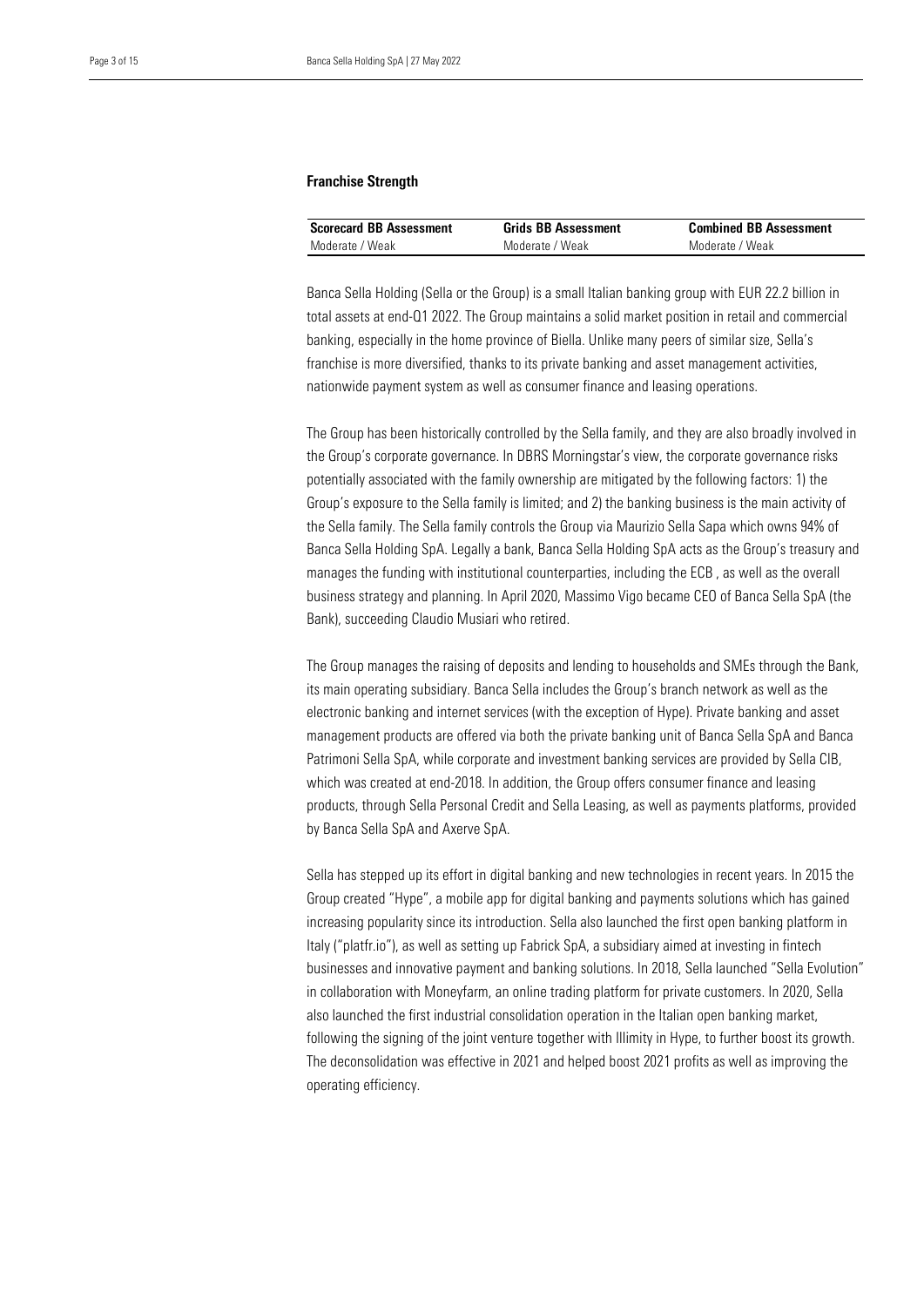### Franchise Strength

| Scorecard BB Assessment | Grids BB Assessment | Combined BB Assessment |
|---|---|---|
| Moderate / Weak | Moderate / Weak | Moderate / Weak |

Banca Sella Holding (Sella or the Group) is a small Italian banking group with EUR 22.2 billion in total assets at end-Q1 2022. The Group maintains a solid market position in retail and commercial banking, especially in the home province of Biella. Unlike many peers of similar size, Sella's franchise is more diversified, thanks to its private banking and asset management activities, nationwide payment system as well as consumer finance and leasing operations.

The Group has been historically controlled by the Sella family, and they are also broadly involved in the Group's corporate governance. In DBRS Morningstar's view, the corporate governance risks potentially associated with the family ownership are mitigated by the following factors: 1) the Group's exposure to the Sella family is limited; and 2) the banking business is the main activity of the Sella family. The Sella family controls the Group via Maurizio Sella Sapa which owns 94% of Banca Sella Holding SpA. Legally a bank, Banca Sella Holding SpA acts as the Group's treasury and manages the funding with institutional counterparties, including the ECB , as well as the overall business strategy and planning. In April 2020, Massimo Vigo became CEO of Banca Sella SpA (the Bank), succeeding Claudio Musiari who retired.

The Group manages the raising of deposits and lending to households and SMEs through the Bank, its main operating subsidiary. Banca Sella includes the Group's branch network as well as the electronic banking and internet services (with the exception of Hype). Private banking and asset management products are offered via both the private banking unit of Banca Sella SpA and Banca Patrimoni Sella SpA, while corporate and investment banking services are provided by Sella CIB, which was created at end-2018. In addition, the Group offers consumer finance and leasing products, through Sella Personal Credit and Sella Leasing, as well as payments platforms, provided by Banca Sella SpA and Axerve SpA.

Sella has stepped up its effort in digital banking and new technologies in recent years. In 2015 the Group created "Hype", a mobile app for digital banking and payments solutions which has gained increasing popularity since its introduction. Sella also launched the first open banking platform in Italy ("platfr.io"), as well as setting up Fabrick SpA, a subsidiary aimed at investing in fintech businesses and innovative payment and banking solutions. In 2018, Sella launched "Sella Evolution" in collaboration with Moneyfarm, an online trading platform for private customers. In 2020, Sella also launched the first industrial consolidation operation in the Italian open banking market, following the signing of the joint venture together with Illimity in Hype, to further boost its growth. The deconsolidation was effective in 2021 and helped boost 2021 profits as well as improving the operating efficiency.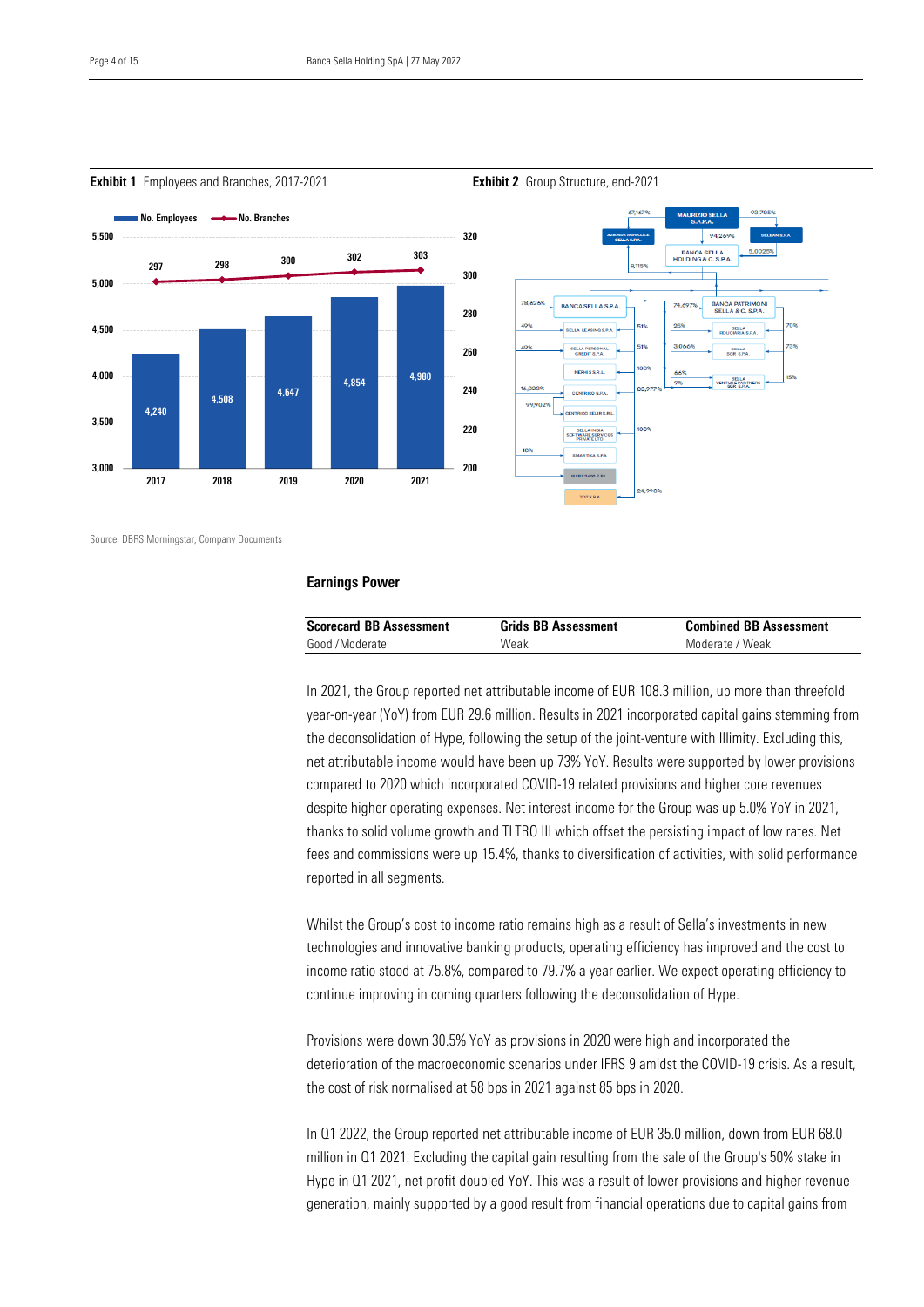**Exhibit 1** Employees and Branches, 2017-2021

| | 2017 | 2018 | 2019 | 2020 | 2021 |
|---|---|---|---|---|---|
| No. Employees | 4,240 | 4,508 | 4,647 | 4,854 | 4,980 |
| No. Branches | 297 | 298 | 300 | 302 | 303 |

**Exhibit 2** Group Structure, end-2021

Source: DBRS Morningstar, Company Documents

## Earnings Power

| Scorecard BB Assessment | Grids BB Assessment | Combined BB Assessment |
|---|---|---|
| Good /Moderate | Weak | Moderate / Weak |

In 2021, the Group reported net attributable income of EUR 108.3 million, up more than threefold year-on-year (YoY) from EUR 29.6 million. Results in 2021 incorporated capital gains stemming from the deconsolidation of Hype, following the setup of the joint-venture with Illimity. Excluding this, net attributable income would have been up 73% YoY. Results were supported by lower provisions compared to 2020 which incorporated COVID-19 related provisions and higher core revenues despite higher operating expenses. Net interest income for the Group was up 5.0% YoY in 2021, thanks to solid volume growth and TLTRO III which offset the persisting impact of low rates. Net fees and commissions were up 15.4%, thanks to diversification of activities, with solid performance reported in all segments.

Whilst the Group's cost to income ratio remains high as a result of Sella's investments in new technologies and innovative banking products, operating efficiency has improved and the cost to income ratio stood at 75.8%, compared to 79.7% a year earlier. We expect operating efficiency to continue improving in coming quarters following the deconsolidation of Hype.

Provisions were down 30.5% YoY as provisions in 2020 were high and incorporated the deterioration of the macroeconomic scenarios under IFRS 9 amidst the COVID-19 crisis. As a result, the cost of risk normalised at 58 bps in 2021 against 85 bps in 2020.

In Q1 2022, the Group reported net attributable income of EUR 35.0 million, down from EUR 68.0 million in Q1 2021. Excluding the capital gain resulting from the sale of the Group's 50% stake in Hype in Q1 2021, net profit doubled YoY. This was a result of lower provisions and higher revenue generation, mainly supported by a good result from financial operations due to capital gains from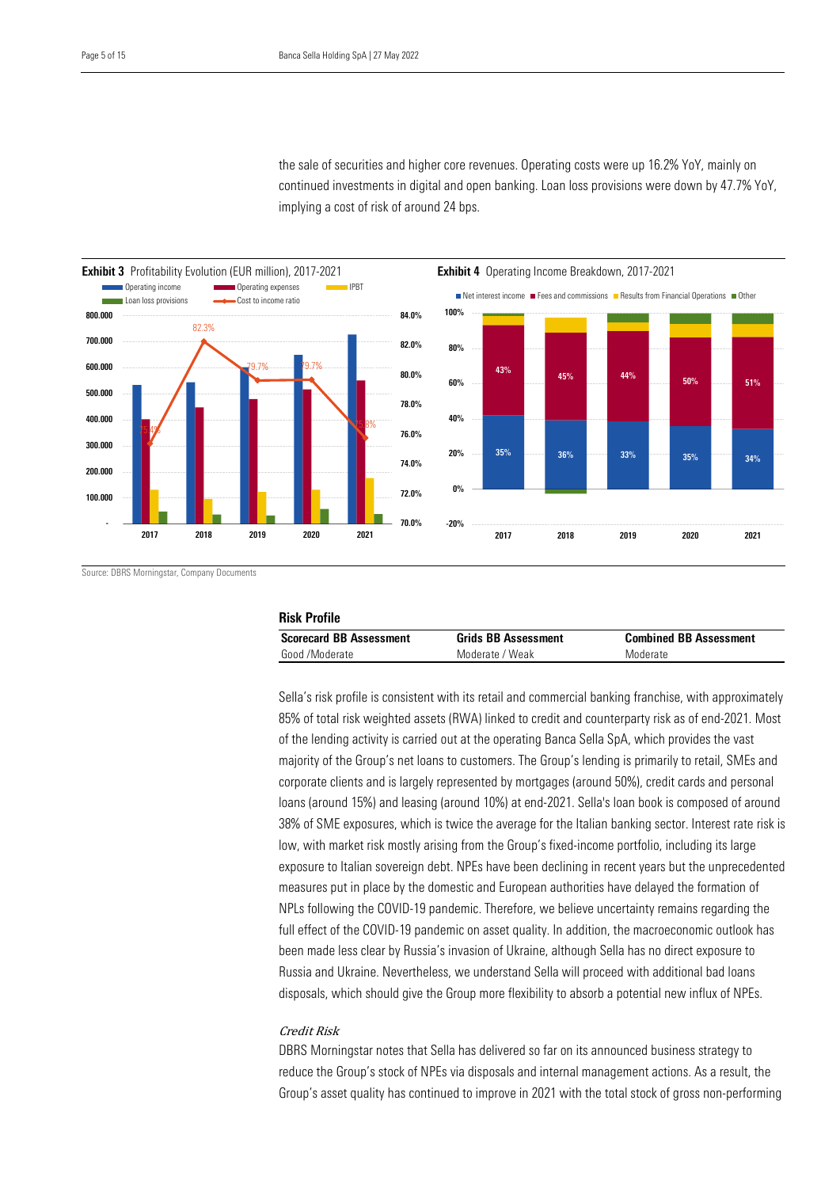the sale of securities and higher core revenues. Operating costs were up 16.2% YoY, mainly on continued investments in digital and open banking. Loan loss provisions were down by 47.7% YoY, implying a cost of risk of around 24 bps.

**Exhibit 3** Profitability Evolution (EUR million), 2017-2021

**Exhibit 4** Operating Income Breakdown, 2017-2021

Source: DBRS Morningstar, Company Documents

## Risk Profile

| Scorecard BB Assessment | Grids BB Assessment | Combined BB Assessment |
|---|---|---|
| Good /Moderate | Moderate / Weak | Moderate |

Sella's risk profile is consistent with its retail and commercial banking franchise, with approximately 85% of total risk weighted assets (RWA) linked to credit and counterparty risk as of end-2021. Most of the lending activity is carried out at the operating Banca Sella SpA, which provides the vast majority of the Group's net loans to customers. The Group's lending is primarily to retail, SMEs and corporate clients and is largely represented by mortgages (around 50%), credit cards and personal loans (around 15%) and leasing (around 10%) at end-2021. Sella's loan book is composed of around 38% of SME exposures, which is twice the average for the Italian banking sector. Interest rate risk is low, with market risk mostly arising from the Group's fixed-income portfolio, including its large exposure to Italian sovereign debt. NPEs have been declining in recent years but the unprecedented measures put in place by the domestic and European authorities have delayed the formation of NPLs following the COVID-19 pandemic. Therefore, we believe uncertainty remains regarding the full effect of the COVID-19 pandemic on asset quality. In addition, the macroeconomic outlook has been made less clear by Russia's invasion of Ukraine, although Sella has no direct exposure to Russia and Ukraine. Nevertheless, we understand Sella will proceed with additional bad loans disposals, which should give the Group more flexibility to absorb a potential new influx of NPEs.

*Credit Risk*

DBRS Morningstar notes that Sella has delivered so far on its announced business strategy to reduce the Group's stock of NPEs via disposals and internal management actions. As a result, the Group's asset quality has continued to improve in 2021 with the total stock of gross non-performing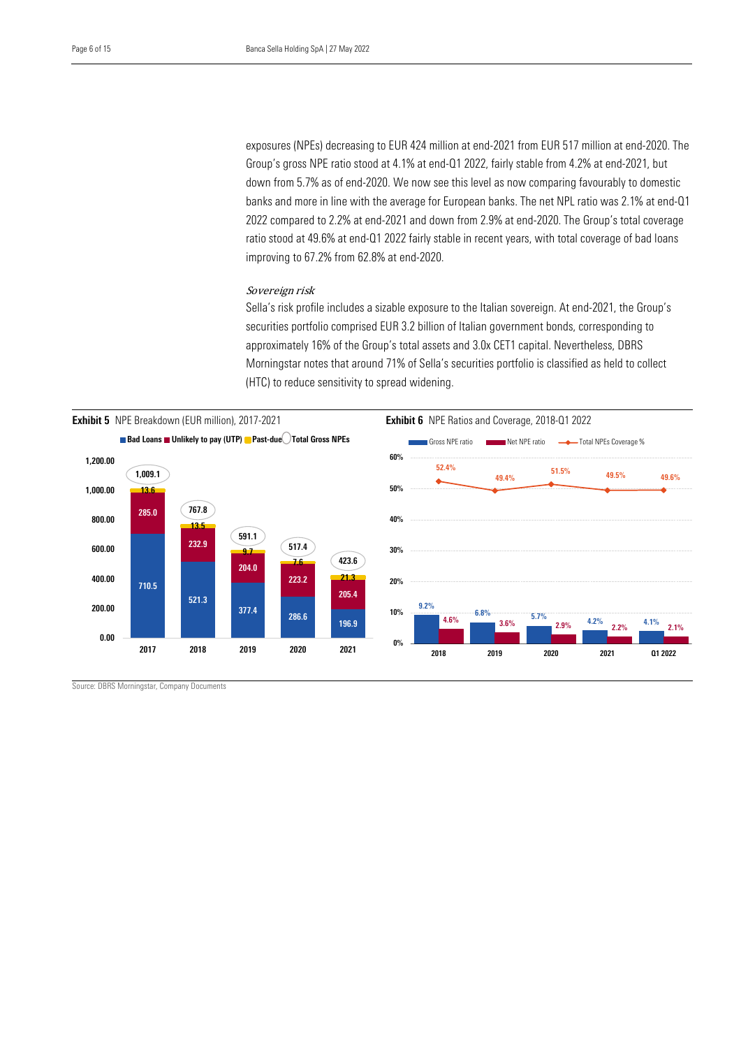exposures (NPEs) decreasing to EUR 424 million at end-2021 from EUR 517 million at end-2020. The Group's gross NPE ratio stood at 4.1% at end-Q1 2022, fairly stable from 4.2% at end-2021, but down from 5.7% as of end-2020. We now see this level as now comparing favourably to domestic banks and more in line with the average for European banks. The net NPL ratio was 2.1% at end-Q1 2022 compared to 2.2% at end-2021 and down from 2.9% at end-2020. The Group's total coverage ratio stood at 49.6% at end-Q1 2022 fairly stable in recent years, with total coverage of bad loans improving to 67.2% from 62.8% at end-2020.

*Sovereign risk*

Sella's risk profile includes a sizable exposure to the Italian sovereign. At end-2021, the Group's securities portfolio comprised EUR 3.2 billion of Italian government bonds, corresponding to approximately 16% of the Group's total assets and 3.0x CET1 capital. Nevertheless, DBRS Morningstar notes that around 71% of Sella's securities portfolio is classified as held to collect (HTC) to reduce sensitivity to spread widening.

**Exhibit 5** NPE Breakdown (EUR million), 2017-2021

| | 2017 | 2018 | 2019 | 2020 | 2021 |
|---|---|---|---|---|---|
| Bad Loans | 710.5 | 521.3 | 377.4 | 286.6 | 196.9 |
| Unlikely to pay (UTP) | 285.0 | 232.9 | 204.0 | 223.2 | 205.4 |
| Past-due | 13.6 | 13.5 | 9.7 | 7.6 | 21.3 |
| Total Gross NPEs | 1,009.1 | 767.8 | 591.1 | 517.4 | 423.6 |

**Exhibit 6** NPE Ratios and Coverage, 2018-Q1 2022

| | 2018 | 2019 | 2020 | 2021 | Q1 2022 |
|---|---|---|---|---|---|
| Gross NPE ratio | 9.2% | 6.8% | 5.7% | 4.2% | 4.1% |
| Net NPE ratio | 4.6% | 3.6% | 2.9% | 2.2% | 2.1% |
| Total NPEs Coverage % | 52.4% | 49.4% | 51.5% | 49.5% | 49.6% |

Source: DBRS Morningstar, Company Documents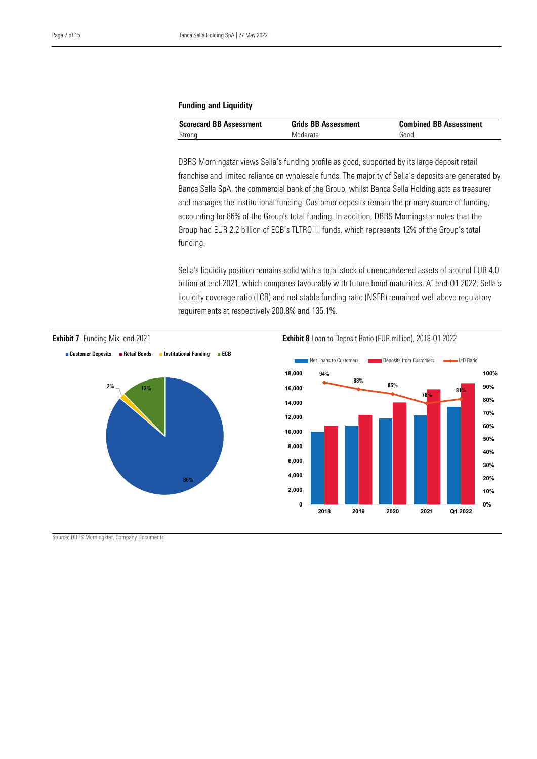## Funding and Liquidity

| Scorecard BB Assessment | Grids BB Assessment | Combined BB Assessment |
|---|---|---|
| Strong | Moderate | Good |

DBRS Morningstar views Sella's funding profile as good, supported by its large deposit retail franchise and limited reliance on wholesale funds. The majority of Sella's deposits are generated by Banca Sella SpA, the commercial bank of the Group, whilst Banca Sella Holding acts as treasurer and manages the institutional funding. Customer deposits remain the primary source of funding, accounting for 86% of the Group's total funding. In addition, DBRS Morningstar notes that the Group had EUR 2.2 billion of ECB's TLTRO III funds, which represents 12% of the Group's total funding.

Sella's liquidity position remains solid with a total stock of unencumbered assets of around EUR 4.0 billion at end-2021, which compares favourably with future bond maturities. At end-Q1 2022, Sella's liquidity coverage ratio (LCR) and net stable funding ratio (NSFR) remained well above regulatory requirements at respectively 200.8% and 135.1%.

**Exhibit 7** Funding Mix, end-2021

Customer Deposits: 86%; Retail Bonds; Institutional Funding: 2%; ECB: 12%

**Exhibit 8** Loan to Deposit Ratio (EUR million), 2018-Q1 2022

| | 2018 | 2019 | 2020 | 2021 | Q1 2022 |
|---|---|---|---|---|---|
| LtD Ratio | 94% | 88% | 85% | 78% | 81% |

Source: DBRS Morningstar, Company Documents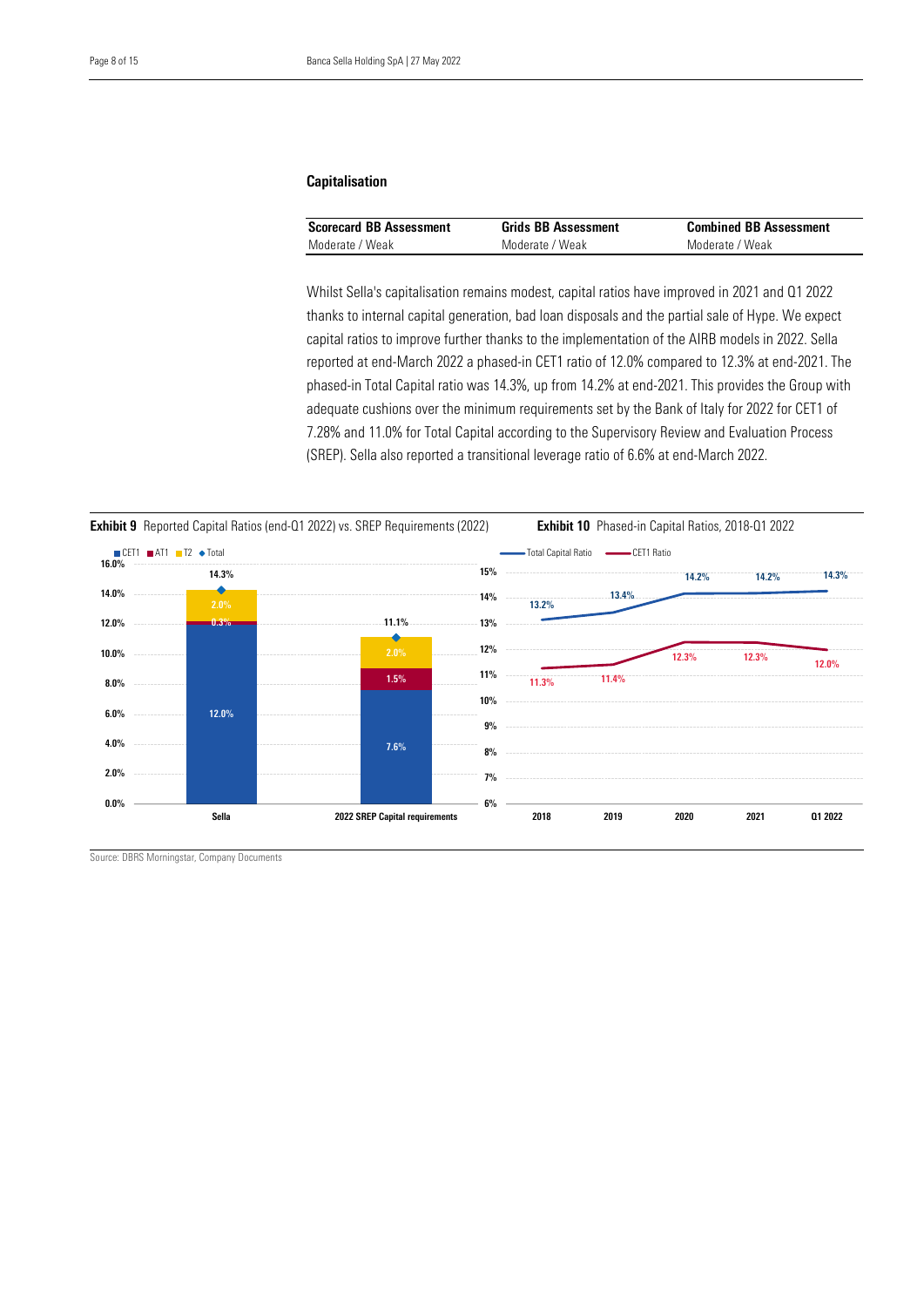## Capitalisation

| Scorecard BB Assessment | Grids BB Assessment | Combined BB Assessment |
|---|---|---|
| Moderate / Weak | Moderate / Weak | Moderate / Weak |

Whilst Sella's capitalisation remains modest, capital ratios have improved in 2021 and Q1 2022 thanks to internal capital generation, bad loan disposals and the partial sale of Hype. We expect capital ratios to improve further thanks to the implementation of the AIRB models in 2022. Sella reported at end-March 2022 a phased-in CET1 ratio of 12.0% compared to 12.3% at end-2021. The phased-in Total Capital ratio was 14.3%, up from 14.2% at end-2021. This provides the Group with adequate cushions over the minimum requirements set by the Bank of Italy for 2022 for CET1 of 7.28% and 11.0% for Total Capital according to the Supervisory Review and Evaluation Process (SREP). Sella also reported a transitional leverage ratio of 6.6% at end-March 2022.

**Exhibit 9** Reported Capital Ratios (end-Q1 2022) vs. SREP Requirements (2022)

| | CET1 | AT1 | T2 | Total |
|---|---|---|---|---|
| Sella | 12.0% | 0.3% | 2.0% | 14.3% |
| 2022 SREP Capital requirements | 7.6% | 1.5% | 2.0% | 11.1% |

**Exhibit 10** Phased-in Capital Ratios, 2018-Q1 2022

| | 2018 | 2019 | 2020 | 2021 | Q1 2022 |
|---|---|---|---|---|---|
| Total Capital Ratio | 13.2% | 13.4% | 14.2% | 14.2% | 14.3% |
| CET1 Ratio | 11.3% | 11.4% | 12.3% | 12.3% | 12.0% |

Source: DBRS Morningstar, Company Documents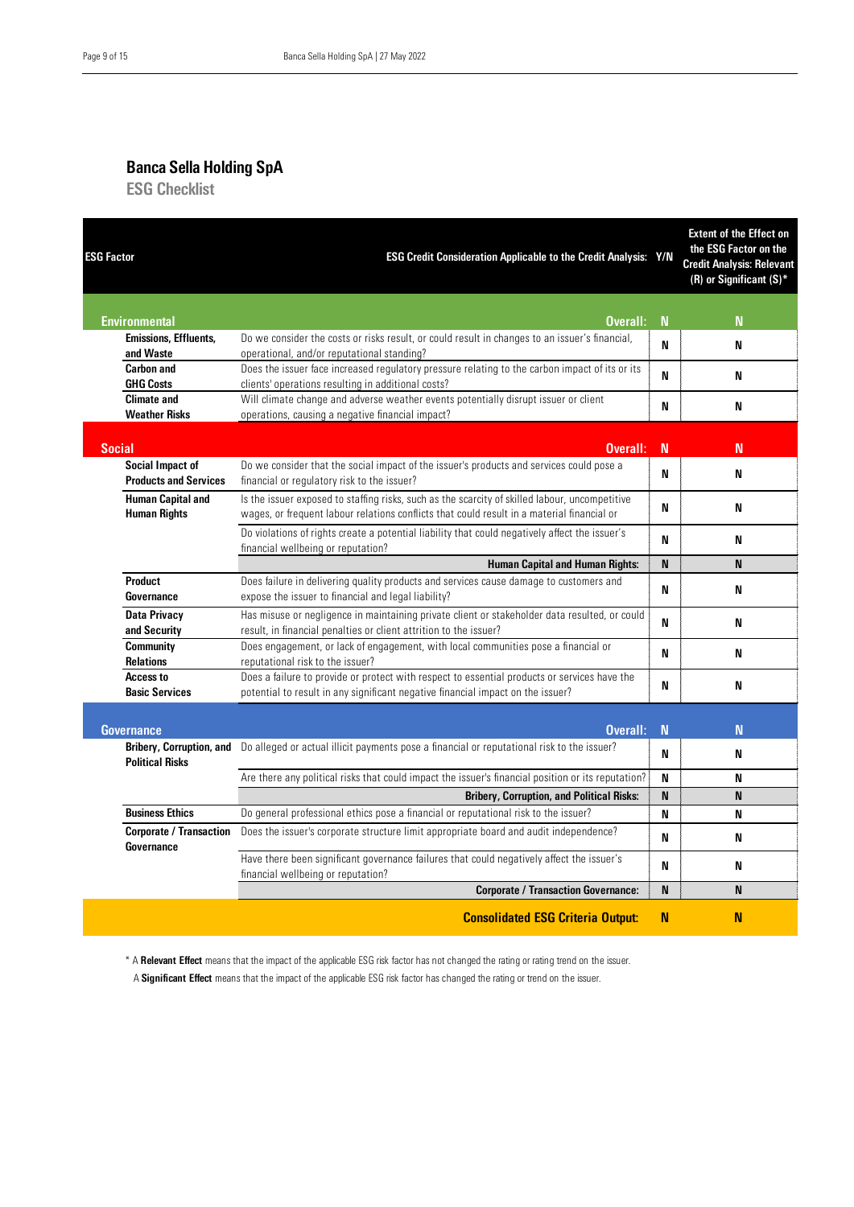## Banca Sella Holding SpA

### ESG Checklist

| ESG Factor | | ESG Credit Consideration Applicable to the Credit Analysis: Y/N | | Extent of the Effect on the ESG Factor on the Credit Analysis: Relevant (R) or Significant (S)* |
|---|---|---|---|---|
| **Environmental** | | **Overall:** | **N** | **N** |
| | **Emissions, Effluents, and Waste** | Do we consider the costs or risks result, or could result in changes to an issuer's financial, operational, and/or reputational standing? | N | N |
| | **Carbon and GHG Costs** | Does the issuer face increased regulatory pressure relating to the carbon impact of its or its clients' operations resulting in additional costs? | N | N |
| | **Climate and Weather Risks** | Will climate change and adverse weather events potentially disrupt issuer or client operations, causing a negative financial impact? | N | N |
| **Social** | | **Overall:** | **N** | **N** |
| | **Social Impact of Products and Services** | Do we consider that the social impact of the issuer's products and services could pose a financial or regulatory risk to the issuer? | N | N |
| | **Human Capital and Human Rights** | Is the issuer exposed to staffing risks, such as the scarcity of skilled labour, uncompetitive wages, or frequent labour relations conflicts that could result in a material financial or | N | N |
| | | Do violations of rights create a potential liability that could negatively affect the issuer's financial wellbeing or reputation? | N | N |
| | | **Human Capital and Human Rights:** | **N** | **N** |
| | **Product Governance** | Does failure in delivering quality products and services cause damage to customers and expose the issuer to financial and legal liability? | N | N |
| | **Data Privacy and Security** | Has misuse or negligence in maintaining private client or stakeholder data resulted, or could result, in financial penalties or client attrition to the issuer? | N | N |
| | **Community Relations** | Does engagement, or lack of engagement, with local communities pose a financial or reputational risk to the issuer? | N | N |
| | **Access to Basic Services** | Does a failure to provide or protect with respect to essential products or services have the potential to result in any significant negative financial impact on the issuer? | N | N |
| **Governance** | | **Overall:** | **N** | **N** |
| | **Bribery, Corruption, and Political Risks** | Do alleged or actual illicit payments pose a financial or reputational risk to the issuer? | N | N |
| | | Are there any political risks that could impact the issuer's financial position or its reputation? | N | N |
| | | **Bribery, Corruption, and Political Risks:** | **N** | **N** |
| | **Business Ethics** | Do general professional ethics pose a financial or reputational risk to the issuer? | N | N |
| | **Corporate / Transaction Governance** | Does the issuer's corporate structure limit appropriate board and audit independence? | N | N |
| | | Have there been significant governance failures that could negatively affect the issuer's financial wellbeing or reputation? | N | N |
| | | **Corporate / Transaction Governance:** | **N** | **N** |
| | | **Consolidated ESG Criteria Output:** | **N** | **N** |

\* A **Relevant Effect** means that the impact of the applicable ESG risk factor has not changed the rating or rating trend on the issuer.
A **Significant Effect** means that the impact of the applicable ESG risk factor has changed the rating or trend on the issuer.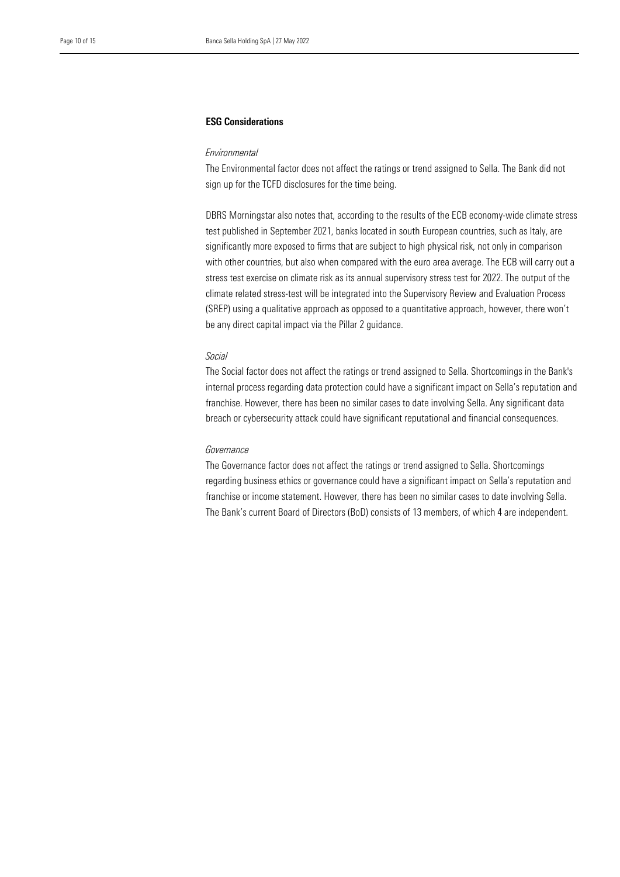## ESG Considerations

*Environmental*

The Environmental factor does not affect the ratings or trend assigned to Sella. The Bank did not sign up for the TCFD disclosures for the time being.

DBRS Morningstar also notes that, according to the results of the ECB economy-wide climate stress test published in September 2021, banks located in south European countries, such as Italy, are significantly more exposed to firms that are subject to high physical risk, not only in comparison with other countries, but also when compared with the euro area average. The ECB will carry out a stress test exercise on climate risk as its annual supervisory stress test for 2022. The output of the climate related stress-test will be integrated into the Supervisory Review and Evaluation Process (SREP) using a qualitative approach as opposed to a quantitative approach, however, there won't be any direct capital impact via the Pillar 2 guidance.

*Social*

The Social factor does not affect the ratings or trend assigned to Sella. Shortcomings in the Bank's internal process regarding data protection could have a significant impact on Sella's reputation and franchise. However, there has been no similar cases to date involving Sella. Any significant data breach or cybersecurity attack could have significant reputational and financial consequences.

*Governance*

The Governance factor does not affect the ratings or trend assigned to Sella. Shortcomings regarding business ethics or governance could have a significant impact on Sella's reputation and franchise or income statement. However, there has been no similar cases to date involving Sella. The Bank's current Board of Directors (BoD) consists of 13 members, of which 4 are independent.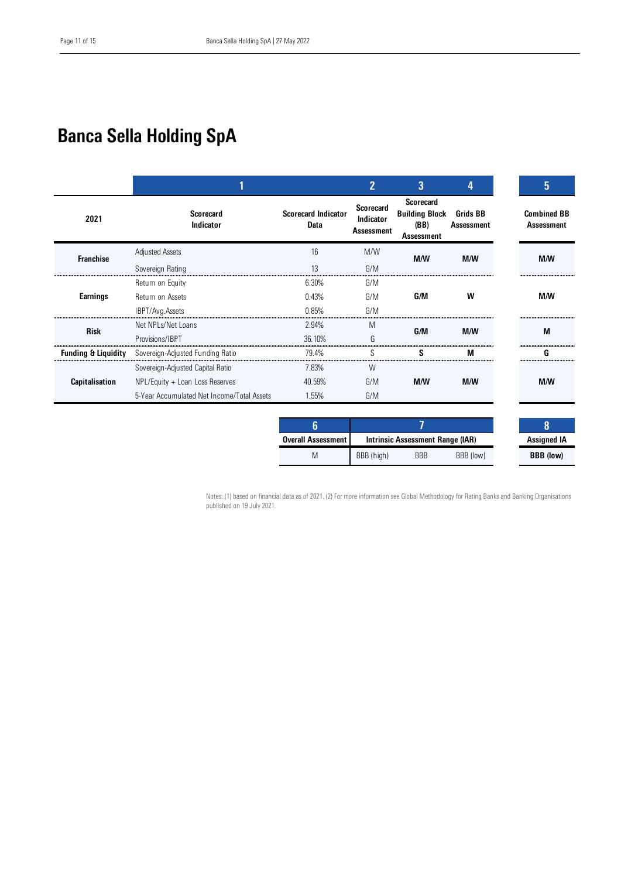# Banca Sella Holding SpA

| | 1 | | 2 | 3 | 4 | 5 |
|---|---|---|---|---|---|---|
| 2021 | Scorecard Indicator | Scorecard Indicator Data | Scorecard Indicator Assessment | Scorecard Building Block (BB) Assessment | Grids BB Assessment | Combined BB Assessment |
| Franchise | Adjusted Assets | 16 | M/W | M/W | M/W | M/W |
| | Sovereign Rating | 13 | G/M | | | |
| Earnings | Return on Equity | 6.30% | G/M | G/M | W | M/W |
| | Return on Assets | 0.43% | G/M | | | |
| | IBPT/Avg.Assets | 0.85% | G/M | | | |
| Risk | Net NPLs/Net Loans | 2.94% | M | G/M | M/W | M |
| | Provisions/IBPT | 36.10% | G | | | |
| Funding & Liquidity | Sovereign-Adjusted Funding Ratio | 79.4% | S | S | M | G |
| Capitalisation | Sovereign-Adjusted Capital Ratio | 7.83% | W | M/W | M/W | M/W |
| | NPL/Equity + Loan Loss Reserves | 40.59% | G/M | | | |
| | 5-Year Accumulated Net Income/Total Assets | 1.55% | G/M | | | |

| 6 | 7 | | | 8 |
|---|---|---|---|---|
| Overall Assessment | Intrinsic Assessment Range (IAR) | | | Assigned IA |
| M | BBB (high) | BBB | BBB (low) | BBB (low) |

Notes: (1) based on financial data as of 2021. (2) For more information see Global Methodology for Rating Banks and Banking Organisations published on 19 July 2021.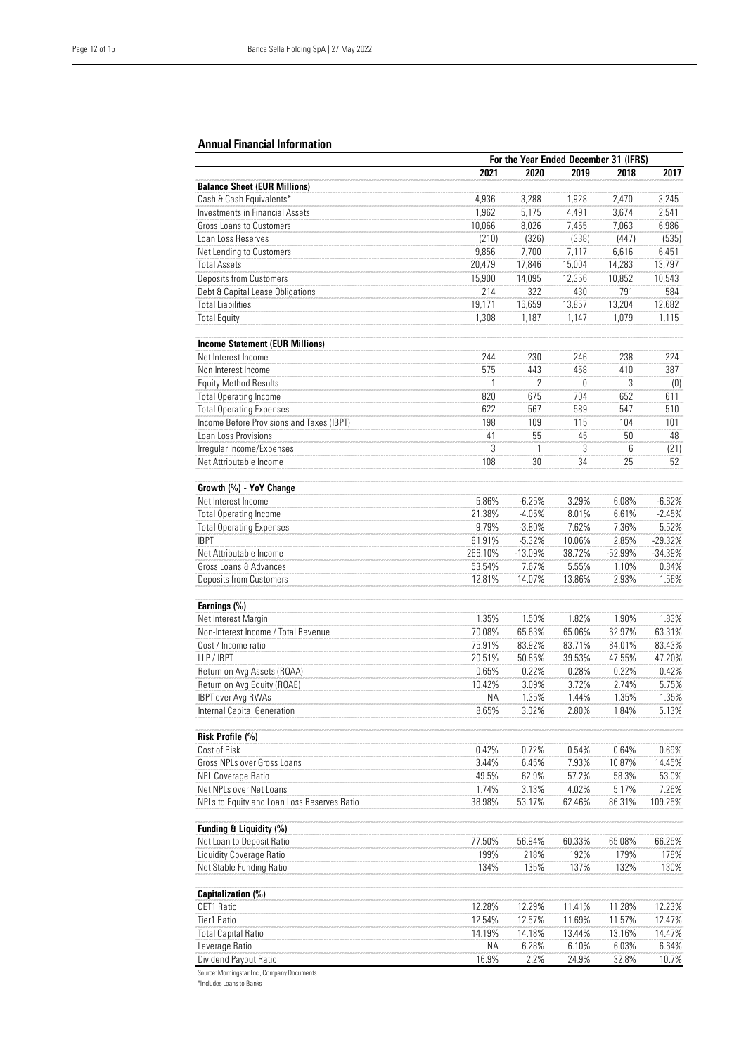## Annual Financial Information

| | For the Year Ended December 31 (IFRS) | | | | |
|---|---|---|---|---|---|
| | **2021** | **2020** | **2019** | **2018** | **2017** |
| **Balance Sheet (EUR Millions)** | | | | | |
| Cash & Cash Equivalents* | 4,936 | 3,288 | 1,928 | 2,470 | 3,245 |
| Investments in Financial Assets | 1,962 | 5,175 | 4,491 | 3,674 | 2,541 |
| Gross Loans to Customers | 10,066 | 8,026 | 7,455 | 7,063 | 6,986 |
| Loan Loss Reserves | (210) | (326) | (338) | (447) | (535) |
| Net Lending to Customers | 9,856 | 7,700 | 7,117 | 6,616 | 6,451 |
| Total Assets | 20,479 | 17,846 | 15,004 | 14,283 | 13,797 |
| Deposits from Customers | 15,900 | 14,095 | 12,356 | 10,852 | 10,543 |
| Debt & Capital Lease Obligations | 214 | 322 | 430 | 791 | 584 |
| Total Liabilities | 19,171 | 16,659 | 13,857 | 13,204 | 12,682 |
| Total Equity | 1,308 | 1,187 | 1,147 | 1,079 | 1,115 |
| **Income Statement (EUR Millions)** | | | | | |
| Net Interest Income | 244 | 230 | 246 | 238 | 224 |
| Non Interest Income | 575 | 443 | 458 | 410 | 387 |
| Equity Method Results | 1 | 2 | 0 | 3 | (0) |
| Total Operating Income | 820 | 675 | 704 | 652 | 611 |
| Total Operating Expenses | 622 | 567 | 589 | 547 | 510 |
| Income Before Provisions and Taxes (IBPT) | 198 | 109 | 115 | 104 | 101 |
| Loan Loss Provisions | 41 | 55 | 45 | 50 | 48 |
| Irregular Income/Expenses | 3 | 1 | 3 | 6 | (21) |
| Net Attributable Income | 108 | 30 | 34 | 25 | 52 |
| **Growth (%) - YoY Change** | | | | | |
| Net Interest Income | 5.86% | -6.25% | 3.29% | 6.08% | -6.62% |
| Total Operating Income | 21.38% | -4.05% | 8.01% | 6.61% | -2.45% |
| Total Operating Expenses | 9.79% | -3.80% | 7.62% | 7.36% | 5.52% |
| IBPT | 81.91% | -5.32% | 10.06% | 2.85% | -29.32% |
| Net Attributable Income | 266.10% | -13.09% | 38.72% | -52.99% | -34.39% |
| Gross Loans & Advances | 53.54% | 7.67% | 5.55% | 1.10% | 0.84% |
| Deposits from Customers | 12.81% | 14.07% | 13.86% | 2.93% | 1.56% |
| **Earnings (%)** | | | | | |
| Net Interest Margin | 1.35% | 1.50% | 1.82% | 1.90% | 1.83% |
| Non-Interest Income / Total Revenue | 70.08% | 65.63% | 65.06% | 62.97% | 63.31% |
| Cost / Income ratio | 75.91% | 83.92% | 83.71% | 84.01% | 83.43% |
| LLP / IBPT | 20.51% | 50.85% | 39.53% | 47.55% | 47.20% |
| Return on Avg Assets (ROAA) | 0.65% | 0.22% | 0.28% | 0.22% | 0.42% |
| Return on Avg Equity (ROAE) | 10.42% | 3.09% | 3.72% | 2.74% | 5.75% |
| IBPT over Avg RWAs | NA | 1.35% | 1.44% | 1.35% | 1.35% |
| Internal Capital Generation | 8.65% | 3.02% | 2.80% | 1.84% | 5.13% |
| **Risk Profile (%)** | | | | | |
| Cost of Risk | 0.42% | 0.72% | 0.54% | 0.64% | 0.69% |
| Gross NPLs over Gross Loans | 3.44% | 6.45% | 7.93% | 10.87% | 14.45% |
| NPL Coverage Ratio | 49.5% | 62.9% | 57.2% | 58.3% | 53.0% |
| Net NPLs over Net Loans | 1.74% | 3.13% | 4.02% | 5.17% | 7.26% |
| NPLs to Equity and Loan Loss Reserves Ratio | 38.98% | 53.17% | 62.46% | 86.31% | 109.25% |
| **Funding & Liquidity (%)** | | | | | |
| Net Loan to Deposit Ratio | 77.50% | 56.94% | 60.33% | 65.08% | 66.25% |
| Liquidity Coverage Ratio | 199% | 218% | 192% | 179% | 178% |
| Net Stable Funding Ratio | 134% | 135% | 137% | 132% | 130% |
| **Capitalization (%)** | | | | | |
| CET1 Ratio | 12.28% | 12.29% | 11.41% | 11.28% | 12.23% |
| Tier1 Ratio | 12.54% | 12.57% | 11.69% | 11.57% | 12.47% |
| Total Capital Ratio | 14.19% | 14.18% | 13.44% | 13.16% | 14.47% |
| Leverage Ratio | NA | 6.28% | 6.10% | 6.03% | 6.64% |
| Dividend Payout Ratio | 16.9% | 2.2% | 24.9% | 32.8% | 10.7% |

Source: Morningstar Inc., Company Documents

*Includes Loans to Banks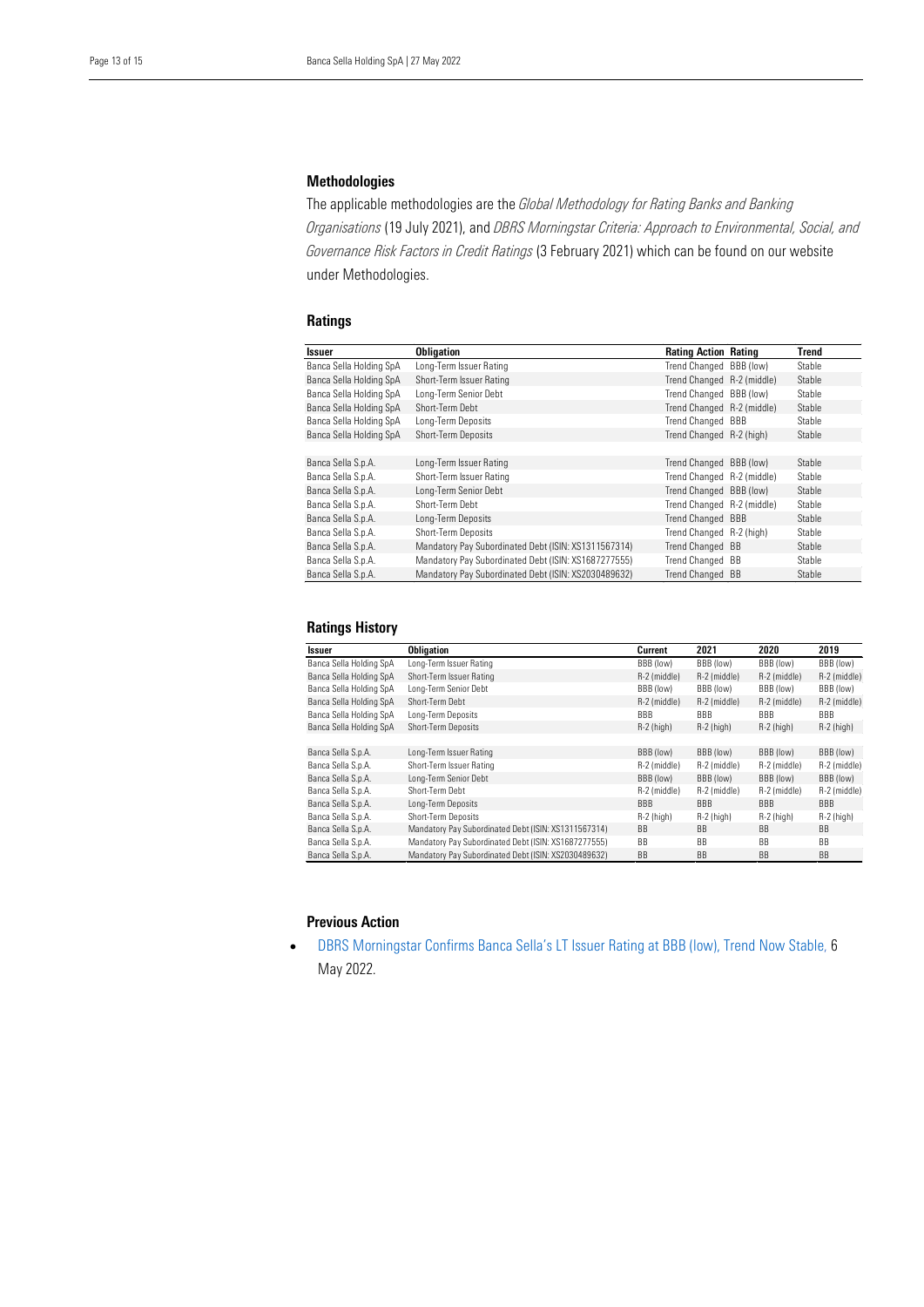## Methodologies

The applicable methodologies are the *Global Methodology for Rating Banks and Banking Organisations* (19 July 2021), and *DBRS Morningstar Criteria: Approach to Environmental, Social, and Governance Risk Factors in Credit Ratings* (3 February 2021) which can be found on our website under Methodologies.

## Ratings

| Issuer | Obligation | Rating Action | Rating | Trend |
|---|---|---|---|---|
| Banca Sella Holding SpA | Long-Term Issuer Rating | Trend Changed | BBB (low) | Stable |
| Banca Sella Holding SpA | Short-Term Issuer Rating | Trend Changed | R-2 (middle) | Stable |
| Banca Sella Holding SpA | Long-Term Senior Debt | Trend Changed | BBB (low) | Stable |
| Banca Sella Holding SpA | Short-Term Debt | Trend Changed | R-2 (middle) | Stable |
| Banca Sella Holding SpA | Long-Term Deposits | Trend Changed | BBB | Stable |
| Banca Sella Holding SpA | Short-Term Deposits | Trend Changed | R-2 (high) | Stable |
| | | | | |
| Banca Sella S.p.A. | Long-Term Issuer Rating | Trend Changed | BBB (low) | Stable |
| Banca Sella S.p.A. | Short-Term Issuer Rating | Trend Changed | R-2 (middle) | Stable |
| Banca Sella S.p.A. | Long-Term Senior Debt | Trend Changed | BBB (low) | Stable |
| Banca Sella S.p.A. | Short-Term Debt | Trend Changed | R-2 (middle) | Stable |
| Banca Sella S.p.A. | Long-Term Deposits | Trend Changed | BBB | Stable |
| Banca Sella S.p.A. | Short-Term Deposits | Trend Changed | R-2 (high) | Stable |
| Banca Sella S.p.A. | Mandatory Pay Subordinated Debt (ISIN: XS1311567314) | Trend Changed | BB | Stable |
| Banca Sella S.p.A. | Mandatory Pay Subordinated Debt (ISIN: XS1687277555) | Trend Changed | BB | Stable |
| Banca Sella S.p.A. | Mandatory Pay Subordinated Debt (ISIN: XS2030489632) | Trend Changed | BB | Stable |

## Ratings History

| Issuer | Obligation | Current | 2021 | 2020 | 2019 |
|---|---|---|---|---|---|
| Banca Sella Holding SpA | Long-Term Issuer Rating | BBB (low) | BBB (low) | BBB (low) | BBB (low) |
| Banca Sella Holding SpA | Short-Term Issuer Rating | R-2 (middle) | R-2 (middle) | R-2 (middle) | R-2 (middle) |
| Banca Sella Holding SpA | Long-Term Senior Debt | BBB (low) | BBB (low) | BBB (low) | BBB (low) |
| Banca Sella Holding SpA | Short-Term Debt | R-2 (middle) | R-2 (middle) | R-2 (middle) | R-2 (middle) |
| Banca Sella Holding SpA | Long-Term Deposits | BBB | BBB | BBB | BBB |
| Banca Sella Holding SpA | Short-Term Deposits | R-2 (high) | R-2 (high) | R-2 (high) | R-2 (high) |
| | | | | | |
| Banca Sella S.p.A. | Long-Term Issuer Rating | BBB (low) | BBB (low) | BBB (low) | BBB (low) |
| Banca Sella S.p.A. | Short-Term Issuer Rating | R-2 (middle) | R-2 (middle) | R-2 (middle) | R-2 (middle) |
| Banca Sella S.p.A. | Long-Term Senior Debt | BBB (low) | BBB (low) | BBB (low) | BBB (low) |
| Banca Sella S.p.A. | Short-Term Debt | R-2 (middle) | R-2 (middle) | R-2 (middle) | R-2 (middle) |
| Banca Sella S.p.A. | Long-Term Deposits | BBB | BBB | BBB | BBB |
| Banca Sella S.p.A. | Short-Term Deposits | R-2 (high) | R-2 (high) | R-2 (high) | R-2 (high) |
| Banca Sella S.p.A. | Mandatory Pay Subordinated Debt (ISIN: XS1311567314) | BB | BB | BB | BB |
| Banca Sella S.p.A. | Mandatory Pay Subordinated Debt (ISIN: XS1687277555) | BB | BB | BB | BB |
| Banca Sella S.p.A. | Mandatory Pay Subordinated Debt (ISIN: XS2030489632) | BB | BB | BB | BB |

## Previous Action

- DBRS Morningstar Confirms Banca Sella's LT Issuer Rating at BBB (low), Trend Now Stable, 6 May 2022.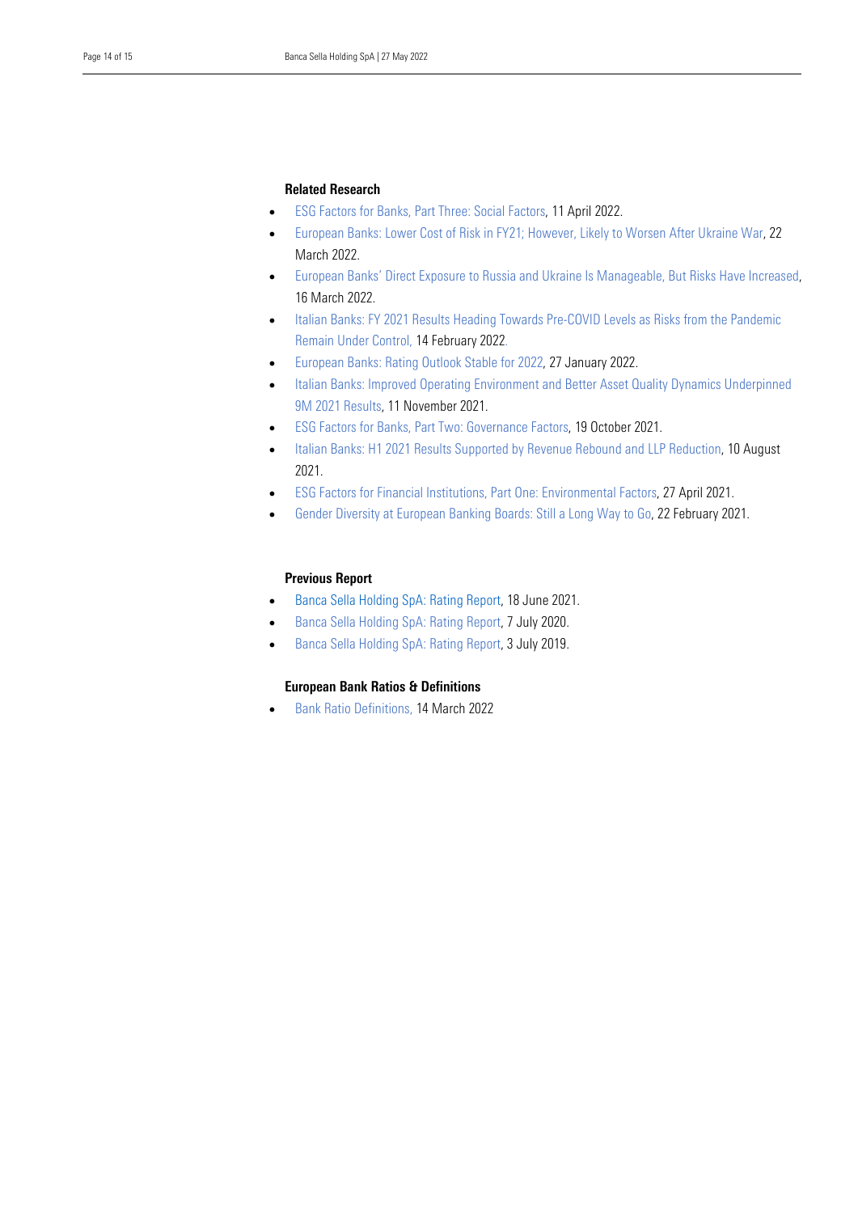**Related Research**

- ESG Factors for Banks, Part Three: Social Factors, 11 April 2022.
- European Banks: Lower Cost of Risk in FY21; However, Likely to Worsen After Ukraine War, 22 March 2022.
- European Banks' Direct Exposure to Russia and Ukraine Is Manageable, But Risks Have Increased, 16 March 2022.
- Italian Banks: FY 2021 Results Heading Towards Pre-COVID Levels as Risks from the Pandemic Remain Under Control, 14 February 2022.
- European Banks: Rating Outlook Stable for 2022, 27 January 2022.
- Italian Banks: Improved Operating Environment and Better Asset Quality Dynamics Underpinned 9M 2021 Results, 11 November 2021.
- ESG Factors for Banks, Part Two: Governance Factors, 19 October 2021.
- Italian Banks: H1 2021 Results Supported by Revenue Rebound and LLP Reduction, 10 August 2021.
- ESG Factors for Financial Institutions, Part One: Environmental Factors, 27 April 2021.
- Gender Diversity at European Banking Boards: Still a Long Way to Go, 22 February 2021.

**Previous Report**

- Banca Sella Holding SpA: Rating Report, 18 June 2021.
- Banca Sella Holding SpA: Rating Report, 7 July 2020.
- Banca Sella Holding SpA: Rating Report, 3 July 2019.

**European Bank Ratios & Definitions**

- Bank Ratio Definitions, 14 March 2022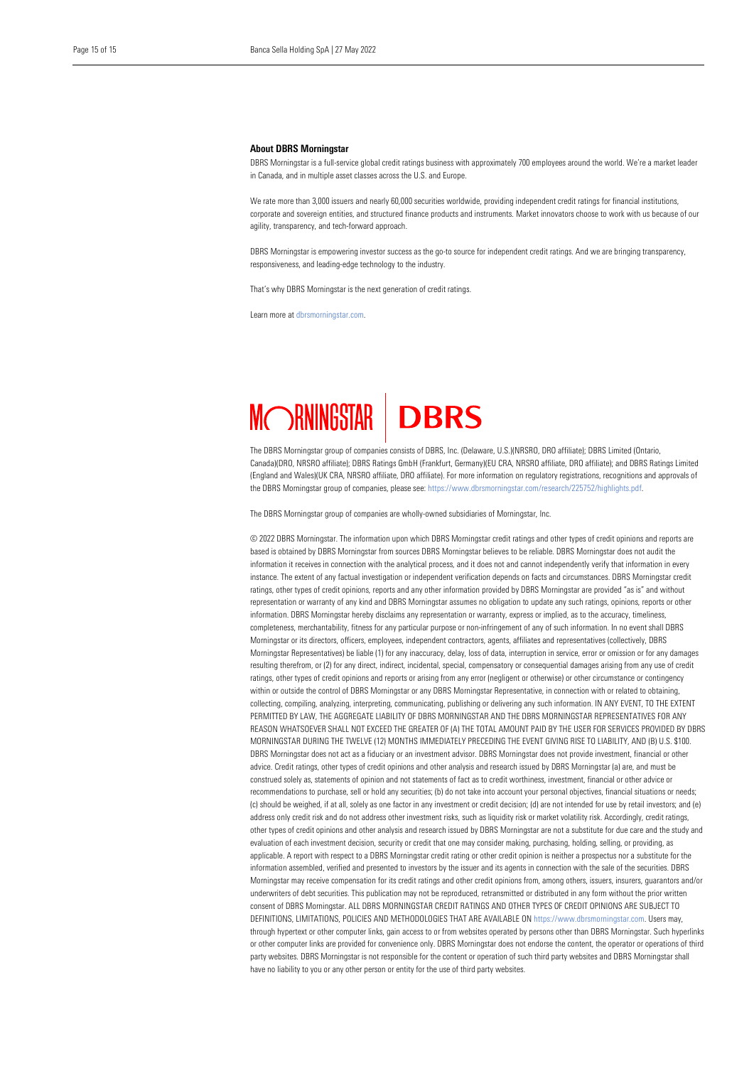**About DBRS Morningstar**

DBRS Morningstar is a full-service global credit ratings business with approximately 700 employees around the world. We're a market leader in Canada, and in multiple asset classes across the U.S. and Europe.

We rate more than 3,000 issuers and nearly 60,000 securities worldwide, providing independent credit ratings for financial institutions, corporate and sovereign entities, and structured finance products and instruments. Market innovators choose to work with us because of our agility, transparency, and tech-forward approach.

DBRS Morningstar is empowering investor success as the go-to source for independent credit ratings. And we are bringing transparency, responsiveness, and leading-edge technology to the industry.

That's why DBRS Morningstar is the next generation of credit ratings.

Learn more at dbrsmorningstar.com.

MORNINGSTAR | DBRS

The DBRS Morningstar group of companies consists of DBRS, Inc. (Delaware, U.S.)(NRSRO, DRO affiliate); DBRS Limited (Ontario, Canada)(DRO, NRSRO affiliate); DBRS Ratings GmbH (Frankfurt, Germany)(EU CRA, NRSRO affiliate, DRO affiliate); and DBRS Ratings Limited (England and Wales)(UK CRA, NRSRO affiliate, DRO affiliate). For more information on regulatory registrations, recognitions and approvals of the DBRS Morningstar group of companies, please see: https://www.dbrsmorningstar.com/research/225752/highlights.pdf.

The DBRS Morningstar group of companies are wholly-owned subsidiaries of Morningstar, Inc.

© 2022 DBRS Morningstar. The information upon which DBRS Morningstar credit ratings and other types of credit opinions and reports are based is obtained by DBRS Morningstar from sources DBRS Morningstar believes to be reliable. DBRS Morningstar does not audit the information it receives in connection with the analytical process, and it does not and cannot independently verify that information in every instance. The extent of any factual investigation or independent verification depends on facts and circumstances. DBRS Morningstar credit ratings, other types of credit opinions, reports and any other information provided by DBRS Morningstar are provided "as is" and without representation or warranty of any kind and DBRS Morningstar assumes no obligation to update any such ratings, opinions, reports or other information. DBRS Morningstar hereby disclaims any representation or warranty, express or implied, as to the accuracy, timeliness, completeness, merchantability, fitness for any particular purpose or non-infringement of any of such information. In no event shall DBRS Morningstar or its directors, officers, employees, independent contractors, agents, affiliates and representatives (collectively, DBRS Morningstar Representatives) be liable (1) for any inaccuracy, delay, loss of data, interruption in service, error or omission or for any damages resulting therefrom, or (2) for any direct, indirect, incidental, special, compensatory or consequential damages arising from any use of credit ratings, other types of credit opinions and reports or arising from any error (negligent or otherwise) or other circumstance or contingency within or outside the control of DBRS Morningstar or any DBRS Morningstar Representative, in connection with or related to obtaining, collecting, compiling, analyzing, interpreting, communicating, publishing or delivering any such information. IN ANY EVENT, TO THE EXTENT PERMITTED BY LAW, THE AGGREGATE LIABILITY OF DBRS MORNINGSTAR AND THE DBRS MORNINGSTAR REPRESENTATIVES FOR ANY REASON WHATSOEVER SHALL NOT EXCEED THE GREATER OF (A) THE TOTAL AMOUNT PAID BY THE USER FOR SERVICES PROVIDED BY DBRS MORNINGSTAR DURING THE TWELVE (12) MONTHS IMMEDIATELY PRECEDING THE EVENT GIVING RISE TO LIABILITY, AND (B) U.S. $100. DBRS Morningstar does not act as a fiduciary or an investment advisor. DBRS Morningstar does not provide investment, financial or other advice. Credit ratings, other types of credit opinions and other analysis and research issued by DBRS Morningstar (a) are, and must be construed solely as, statements of opinion and not statements of fact as to credit worthiness, investment, financial or other advice or recommendations to purchase, sell or hold any securities; (b) do not take into account your personal objectives, financial situations or needs; (c) should be weighed, if at all, solely as one factor in any investment or credit decision; (d) are not intended for use by retail investors; and (e) address only credit risk and do not address other investment risks, such as liquidity risk or market volatility risk. Accordingly, credit ratings, other types of credit opinions and other analysis and research issued by DBRS Morningstar are not a substitute for due care and the study and evaluation of each investment decision, security or credit that one may consider making, purchasing, holding, selling, or providing, as applicable. A report with respect to a DBRS Morningstar credit rating or other credit opinion is neither a prospectus nor a substitute for the information assembled, verified and presented to investors by the issuer and its agents in connection with the sale of the securities. DBRS Morningstar may receive compensation for its credit ratings and other credit opinions from, among others, issuers, insurers, guarantors and/or underwriters of debt securities. This publication may not be reproduced, retransmitted or distributed in any form without the prior written consent of DBRS Morningstar. ALL DBRS MORNINGSTAR CREDIT RATINGS AND OTHER TYPES OF CREDIT OPINIONS ARE SUBJECT TO DEFINITIONS, LIMITATIONS, POLICIES AND METHODOLOGIES THAT ARE AVAILABLE ON https://www.dbrsmorningstar.com. Users may, through hypertext or other computer links, gain access to or from websites operated by persons other than DBRS Morningstar. Such hyperlinks or other computer links are provided for convenience only. DBRS Morningstar does not endorse the content, the operator or operations of third party websites. DBRS Morningstar is not responsible for the content or operation of such third party websites and DBRS Morningstar shall have no liability to you or any other person or entity for the use of third party websites.